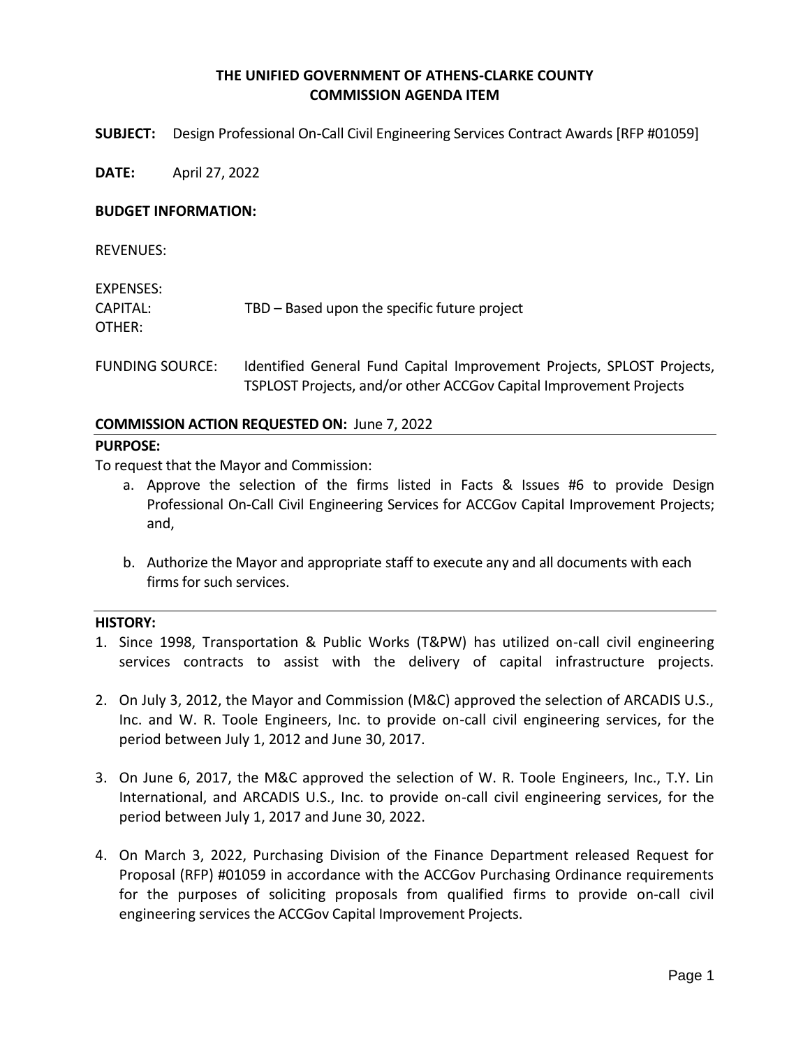# THE UNIFIED GOVERNMENT OF ATHENS-CLARKE COUNTY
## COMMISSION AGENDA ITEM

**SUBJECT:** Design Professional On-Call Civil Engineering Services Contract Awards [RFP #01059]

**DATE:** April 27, 2022

**BUDGET INFORMATION:**

REVENUES:

EXPENSES:
CAPITAL: TBD – Based upon the specific future project
OTHER:

FUNDING SOURCE: Identified General Fund Capital Improvement Projects, SPLOST Projects, TSPLOST Projects, and/or other ACCGov Capital Improvement Projects

**COMMISSION ACTION REQUESTED ON:** June 7, 2022

**PURPOSE:**

To request that the Mayor and Commission:

a. Approve the selection of the firms listed in Facts & Issues #6 to provide Design Professional On-Call Civil Engineering Services for ACCGov Capital Improvement Projects; and,

b. Authorize the Mayor and appropriate staff to execute any and all documents with each firms for such services.

**HISTORY:**

1. Since 1998, Transportation & Public Works (T&PW) has utilized on-call civil engineering services contracts to assist with the delivery of capital infrastructure projects.

2. On July 3, 2012, the Mayor and Commission (M&C) approved the selection of ARCADIS U.S., Inc. and W. R. Toole Engineers, Inc. to provide on-call civil engineering services, for the period between July 1, 2012 and June 30, 2017.

3. On June 6, 2017, the M&C approved the selection of W. R. Toole Engineers, Inc., T.Y. Lin International, and ARCADIS U.S., Inc. to provide on-call civil engineering services, for the period between July 1, 2017 and June 30, 2022.

4. On March 3, 2022, Purchasing Division of the Finance Department released Request for Proposal (RFP) #01059 in accordance with the ACCGov Purchasing Ordinance requirements for the purposes of soliciting proposals from qualified firms to provide on-call civil engineering services the ACCGov Capital Improvement Projects.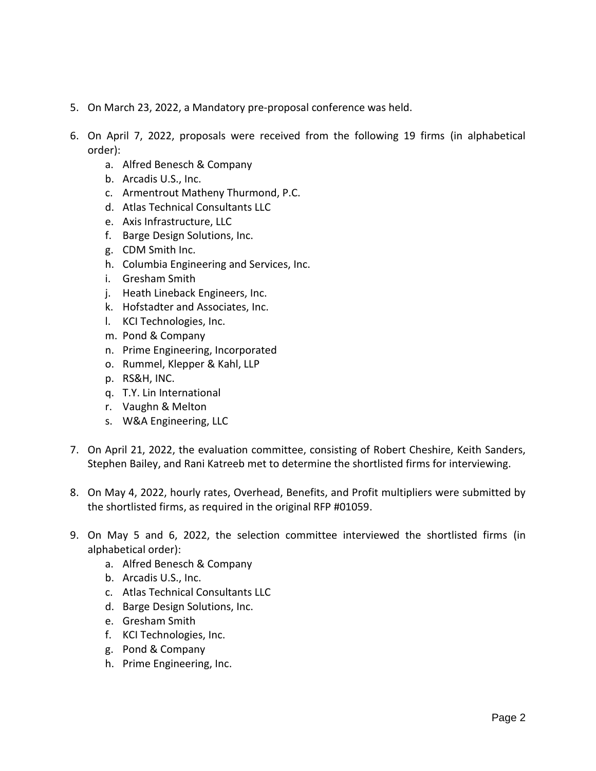5. On March 23, 2022, a Mandatory pre-proposal conference was held.

6. On April 7, 2022, proposals were received from the following 19 firms (in alphabetical order):
   a. Alfred Benesch & Company
   b. Arcadis U.S., Inc.
   c. Armentrout Matheny Thurmond, P.C.
   d. Atlas Technical Consultants LLC
   e. Axis Infrastructure, LLC
   f. Barge Design Solutions, Inc.
   g. CDM Smith Inc.
   h. Columbia Engineering and Services, Inc.
   i. Gresham Smith
   j. Heath Lineback Engineers, Inc.
   k. Hofstadter and Associates, Inc.
   l. KCI Technologies, Inc.
   m. Pond & Company
   n. Prime Engineering, Incorporated
   o. Rummel, Klepper & Kahl, LLP
   p. RS&H, INC.
   q. T.Y. Lin International
   r. Vaughn & Melton
   s. W&A Engineering, LLC

7. On April 21, 2022, the evaluation committee, consisting of Robert Cheshire, Keith Sanders, Stephen Bailey, and Rani Katreeb met to determine the shortlisted firms for interviewing.

8. On May 4, 2022, hourly rates, Overhead, Benefits, and Profit multipliers were submitted by the shortlisted firms, as required in the original RFP #01059.

9. On May 5 and 6, 2022, the selection committee interviewed the shortlisted firms (in alphabetical order):
   a. Alfred Benesch & Company
   b. Arcadis U.S., Inc.
   c. Atlas Technical Consultants LLC
   d. Barge Design Solutions, Inc.
   e. Gresham Smith
   f. KCI Technologies, Inc.
   g. Pond & Company
   h. Prime Engineering, Inc.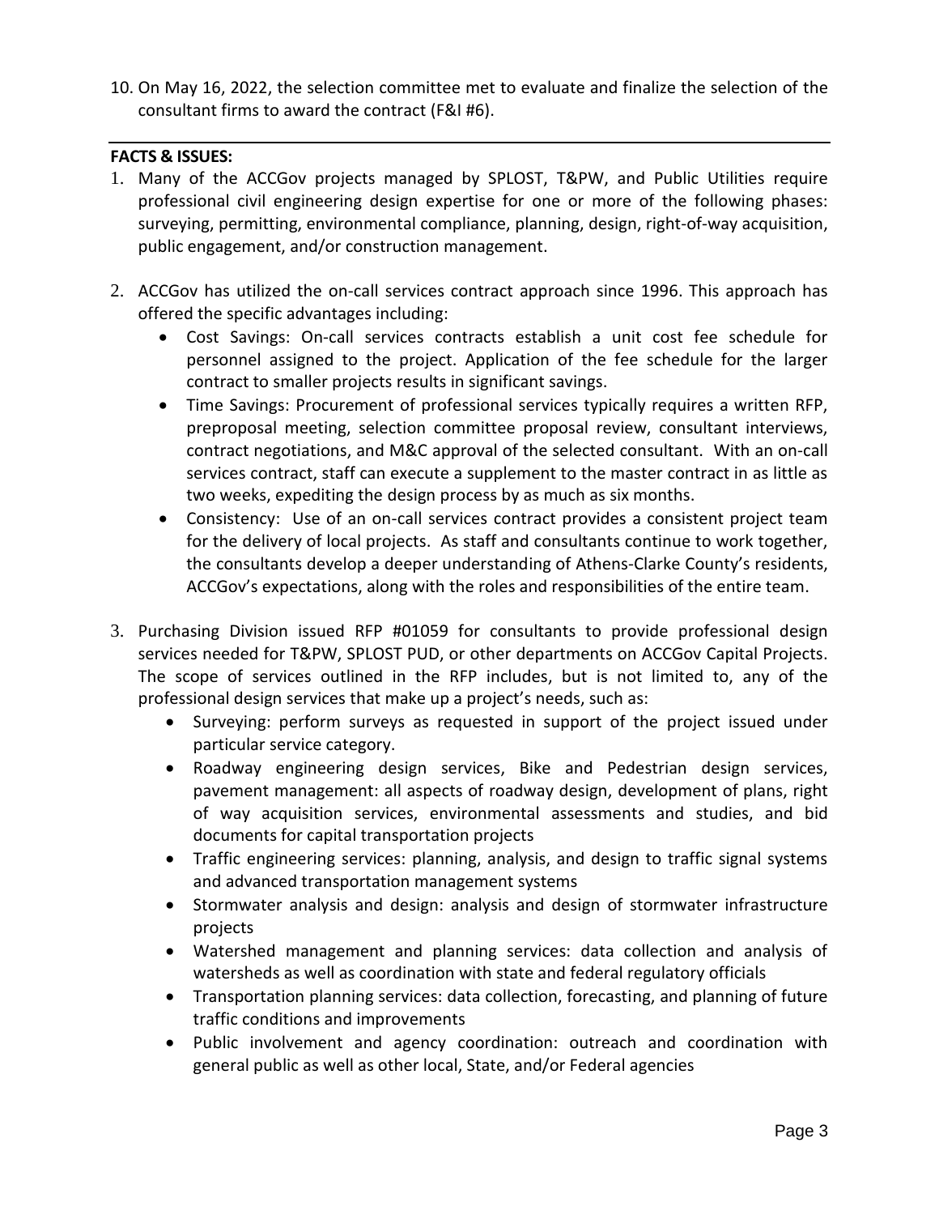10. On May 16, 2022, the selection committee met to evaluate and finalize the selection of the consultant firms to award the contract (F&I #6).

---

**FACTS & ISSUES:**

1. Many of the ACCGov projects managed by SPLOST, T&PW, and Public Utilities require professional civil engineering design expertise for one or more of the following phases: surveying, permitting, environmental compliance, planning, design, right-of-way acquisition, public engagement, and/or construction management.

2. ACCGov has utilized the on-call services contract approach since 1996. This approach has offered the specific advantages including:
   - Cost Savings: On-call services contracts establish a unit cost fee schedule for personnel assigned to the project. Application of the fee schedule for the larger contract to smaller projects results in significant savings.
   - Time Savings: Procurement of professional services typically requires a written RFP, preproposal meeting, selection committee proposal review, consultant interviews, contract negotiations, and M&C approval of the selected consultant. With an on-call services contract, staff can execute a supplement to the master contract in as little as two weeks, expediting the design process by as much as six months.
   - Consistency: Use of an on-call services contract provides a consistent project team for the delivery of local projects. As staff and consultants continue to work together, the consultants develop a deeper understanding of Athens-Clarke County's residents, ACCGov's expectations, along with the roles and responsibilities of the entire team.

3. Purchasing Division issued RFP #01059 for consultants to provide professional design services needed for T&PW, SPLOST PUD, or other departments on ACCGov Capital Projects. The scope of services outlined in the RFP includes, but is not limited to, any of the professional design services that make up a project's needs, such as:
   - Surveying: perform surveys as requested in support of the project issued under particular service category.
   - Roadway engineering design services, Bike and Pedestrian design services, pavement management: all aspects of roadway design, development of plans, right of way acquisition services, environmental assessments and studies, and bid documents for capital transportation projects
   - Traffic engineering services: planning, analysis, and design to traffic signal systems and advanced transportation management systems
   - Stormwater analysis and design: analysis and design of stormwater infrastructure projects
   - Watershed management and planning services: data collection and analysis of watersheds as well as coordination with state and federal regulatory officials
   - Transportation planning services: data collection, forecasting, and planning of future traffic conditions and improvements
   - Public involvement and agency coordination: outreach and coordination with general public as well as other local, State, and/or Federal agencies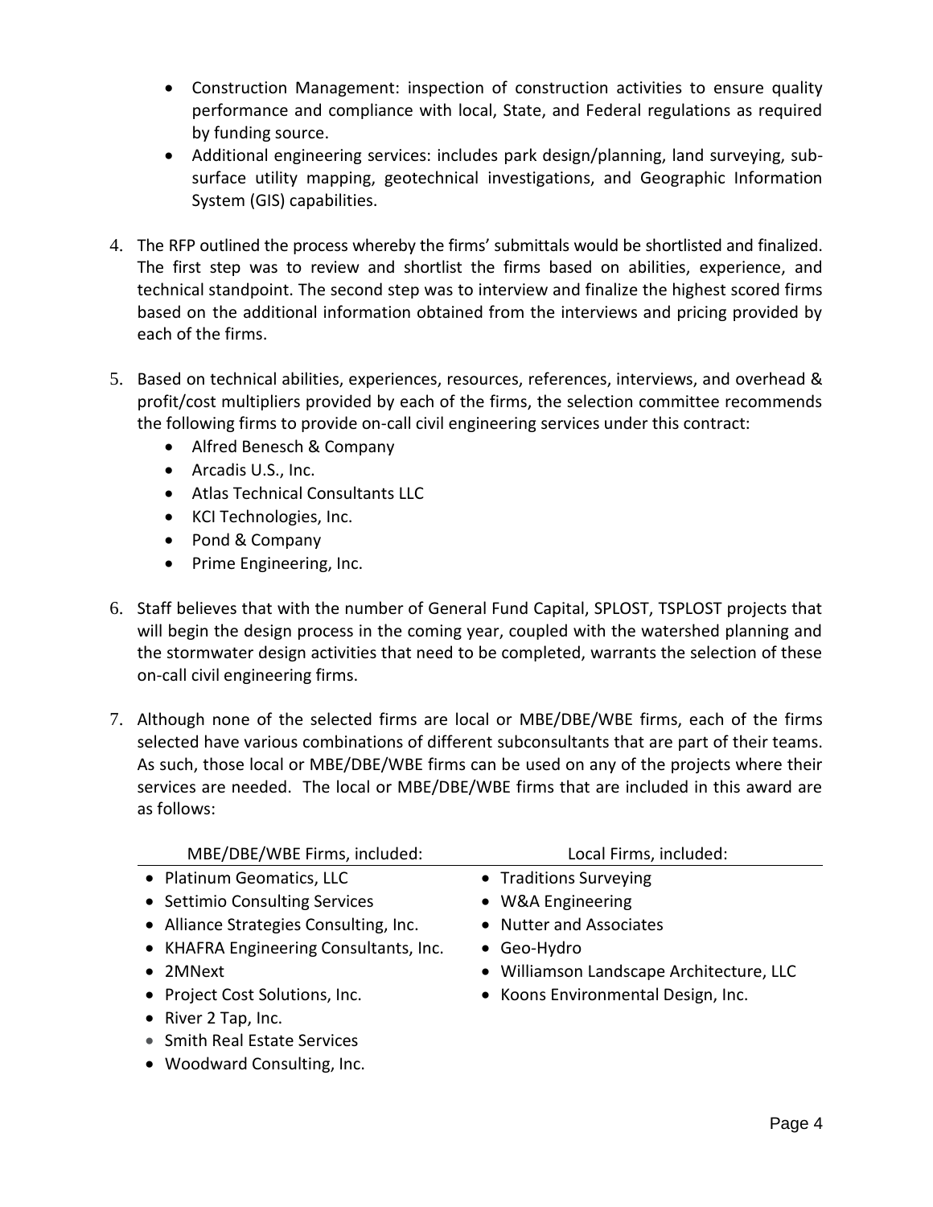- Construction Management: inspection of construction activities to ensure quality performance and compliance with local, State, and Federal regulations as required by funding source.
- Additional engineering services: includes park design/planning, land surveying, sub-surface utility mapping, geotechnical investigations, and Geographic Information System (GIS) capabilities.

4. The RFP outlined the process whereby the firms' submittals would be shortlisted and finalized. The first step was to review and shortlist the firms based on abilities, experience, and technical standpoint. The second step was to interview and finalize the highest scored firms based on the additional information obtained from the interviews and pricing provided by each of the firms.

5. Based on technical abilities, experiences, resources, references, interviews, and overhead & profit/cost multipliers provided by each of the firms, the selection committee recommends the following firms to provide on-call civil engineering services under this contract:
   - Alfred Benesch & Company
   - Arcadis U.S., Inc.
   - Atlas Technical Consultants LLC
   - KCI Technologies, Inc.
   - Pond & Company
   - Prime Engineering, Inc.

6. Staff believes that with the number of General Fund Capital, SPLOST, TSPLOST projects that will begin the design process in the coming year, coupled with the watershed planning and the stormwater design activities that need to be completed, warrants the selection of these on-call civil engineering firms.

7. Although none of the selected firms are local or MBE/DBE/WBE firms, each of the firms selected have various combinations of different subconsultants that are part of their teams. As such, those local or MBE/DBE/WBE firms can be used on any of the projects where their services are needed. The local or MBE/DBE/WBE firms that are included in this award are as follows:

| MBE/DBE/WBE Firms, included: | Local Firms, included: |
|---|---|
| • Platinum Geomatics, LLC | • Traditions Surveying |
| • Settimio Consulting Services | • W&A Engineering |
| • Alliance Strategies Consulting, Inc. | • Nutter and Associates |
| • KHAFRA Engineering Consultants, Inc. | • Geo-Hydro |
| • 2MNext | • Williamson Landscape Architecture, LLC |
| • Project Cost Solutions, Inc. | • Koons Environmental Design, Inc. |
| • River 2 Tap, Inc. | |
| • Smith Real Estate Services | |
| • Woodward Consulting, Inc. | |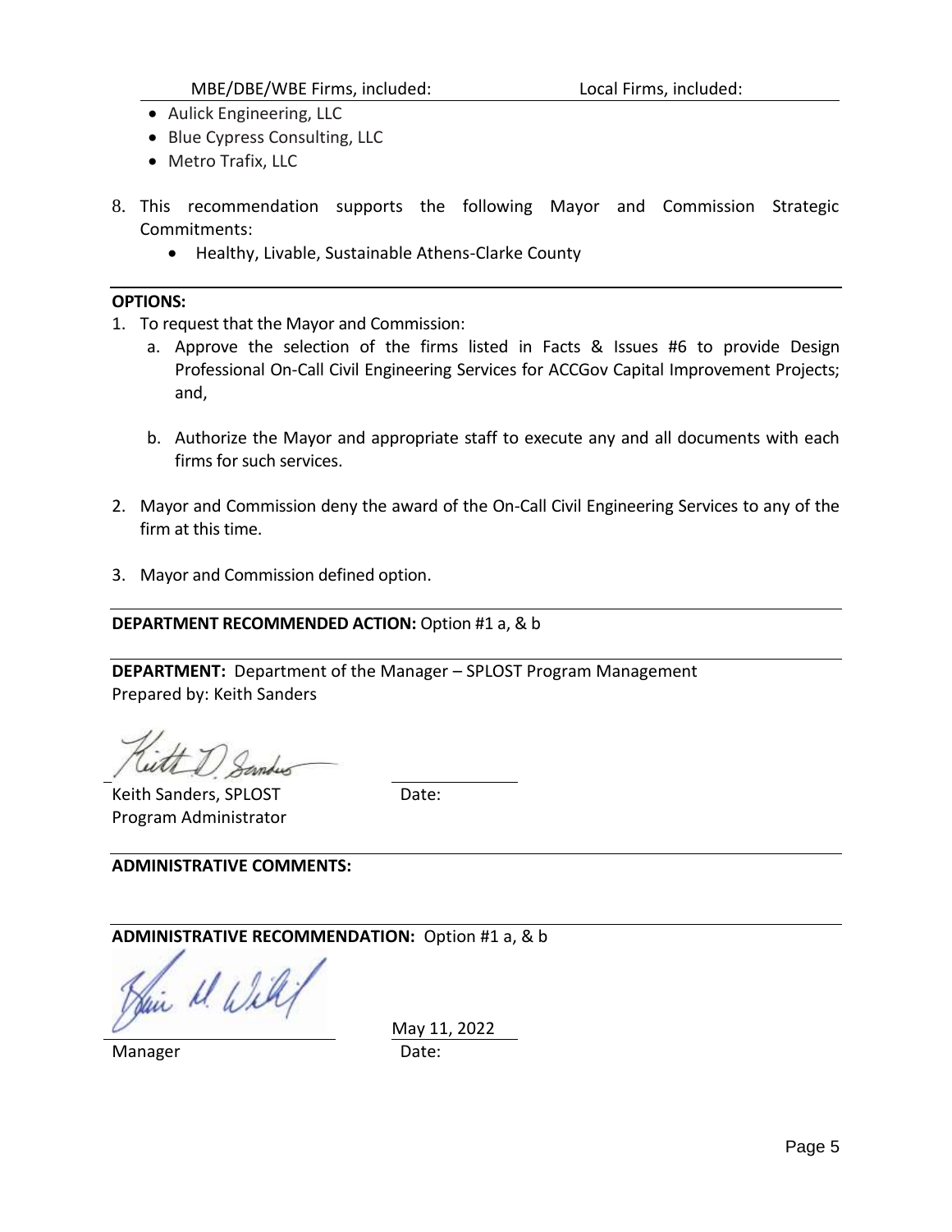| MBE/DBE/WBE Firms, included: | Local Firms, included: |
|---|---|
| | |

- Aulick Engineering, LLC
- Blue Cypress Consulting, LLC
- Metro Trafix, LLC

8. This recommendation supports the following Mayor and Commission Strategic Commitments:
   - Healthy, Livable, Sustainable Athens-Clarke County

**OPTIONS:**

1. To request that the Mayor and Commission:
   a. Approve the selection of the firms listed in Facts & Issues #6 to provide Design Professional On-Call Civil Engineering Services for ACCGov Capital Improvement Projects; and,

   b. Authorize the Mayor and appropriate staff to execute any and all documents with each firms for such services.

2. Mayor and Commission deny the award of the On-Call Civil Engineering Services to any of the firm at this time.

3. Mayor and Commission defined option.

**DEPARTMENT RECOMMENDED ACTION:** Option #1 a, & b

**DEPARTMENT:** Department of the Manager – SPLOST Program Management
Prepared by: Keith Sanders

Keith Sanders, SPLOST Program Administrator

Date:

**ADMINISTRATIVE COMMENTS:**

**ADMINISTRATIVE RECOMMENDATION:** Option #1 a, & b

Manager

Date: May 11, 2022